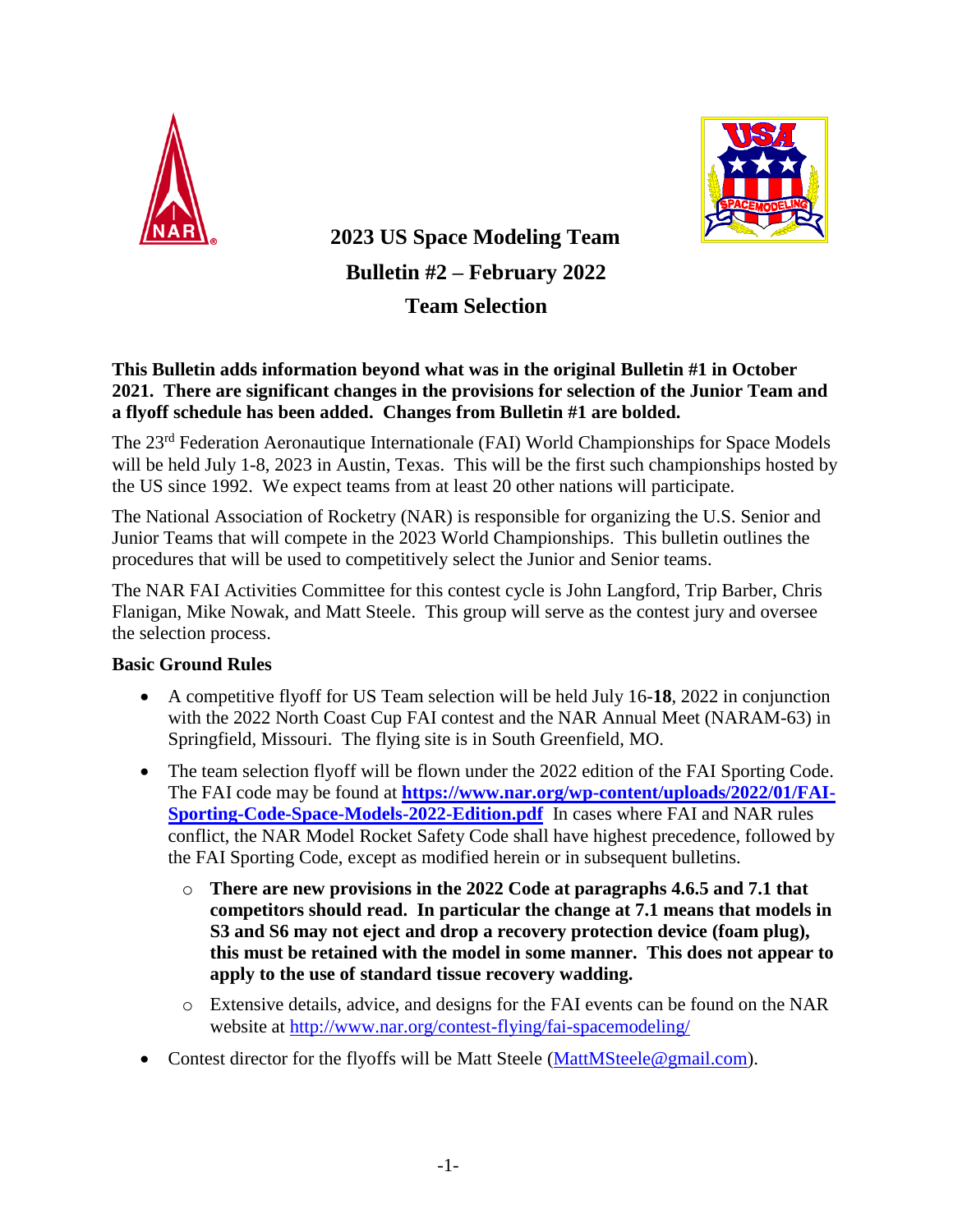# 2023 US Space Modeling Team

## Bulletin #2 – February 2022

## Team Selection

**This Bulletin adds information beyond what was in the original Bulletin #1 in October 2021. There are significant changes in the provisions for selection of the Junior Team and a flyoff schedule has been added. Changes from Bulletin #1 are bolded.**

The 23rd Federation Aeronautique Internationale (FAI) World Championships for Space Models will be held July 1-8, 2023 in Austin, Texas. This will be the first such championships hosted by the US since 1992. We expect teams from at least 20 other nations will participate.

The National Association of Rocketry (NAR) is responsible for organizing the U.S. Senior and Junior Teams that will compete in the 2023 World Championships. This bulletin outlines the procedures that will be used to competitively select the Junior and Senior teams.

The NAR FAI Activities Committee for this contest cycle is John Langford, Trip Barber, Chris Flanigan, Mike Nowak, and Matt Steele. This group will serve as the contest jury and oversee the selection process.

### Basic Ground Rules

- A competitive flyoff for US Team selection will be held July 16-**18**, 2022 in conjunction with the 2022 North Coast Cup FAI contest and the NAR Annual Meet (NARAM-63) in Springfield, Missouri. The flying site is in South Greenfield, MO.
- The team selection flyoff will be flown under the 2022 edition of the FAI Sporting Code. The FAI code may be found at **https://www.nar.org/wp-content/uploads/2022/01/FAI-Sporting-Code-Space-Models-2022-Edition.pdf** In cases where FAI and NAR rules conflict, the NAR Model Rocket Safety Code shall have highest precedence, followed by the FAI Sporting Code, except as modified herein or in subsequent bulletins.
  - **There are new provisions in the 2022 Code at paragraphs 4.6.5 and 7.1 that competitors should read. In particular the change at 7.1 means that models in S3 and S6 may not eject and drop a recovery protection device (foam plug), this must be retained with the model in some manner. This does not appear to apply to the use of standard tissue recovery wadding.**
  - Extensive details, advice, and designs for the FAI events can be found on the NAR website at http://www.nar.org/contest-flying/fai-spacemodeling/
- Contest director for the flyoffs will be Matt Steele (MattMSteele@gmail.com).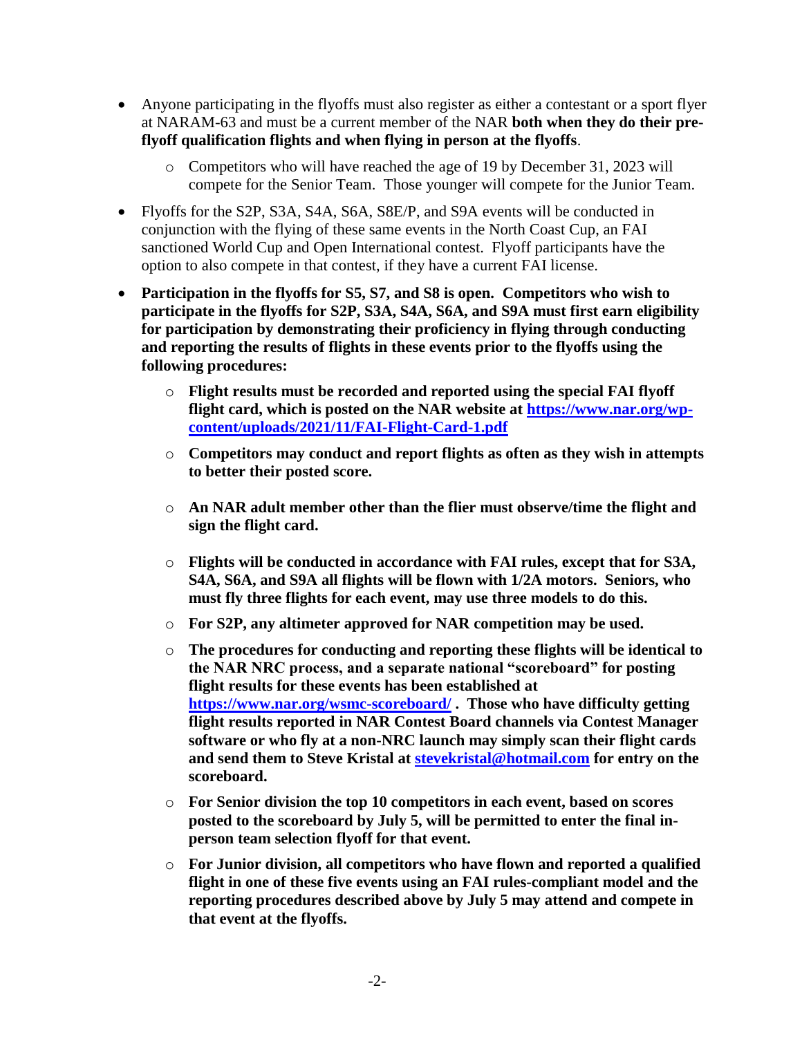- Anyone participating in the flyoffs must also register as either a contestant or a sport flyer at NARAM-63 and must be a current member of the NAR **both when they do their pre-flyoff qualification flights and when flying in person at the flyoffs**.
  - Competitors who will have reached the age of 19 by December 31, 2023 will compete for the Senior Team. Those younger will compete for the Junior Team.
- Flyoffs for the S2P, S3A, S4A, S6A, S8E/P, and S9A events will be conducted in conjunction with the flying of these same events in the North Coast Cup, an FAI sanctioned World Cup and Open International contest. Flyoff participants have the option to also compete in that contest, if they have a current FAI license.
- **Participation in the flyoffs for S5, S7, and S8 is open. Competitors who wish to participate in the flyoffs for S2P, S3A, S4A, S6A, and S9A must first earn eligibility for participation by demonstrating their proficiency in flying through conducting and reporting the results of flights in these events prior to the flyoffs using the following procedures:**
  - **Flight results must be recorded and reported using the special FAI flyoff flight card, which is posted on the NAR website at [https://www.nar.org/wp-content/uploads/2021/11/FAI-Flight-Card-1.pdf](https://www.nar.org/wp-content/uploads/2021/11/FAI-Flight-Card-1.pdf)**
  - **Competitors may conduct and report flights as often as they wish in attempts to better their posted score.**
  - **An NAR adult member other than the flier must observe/time the flight and sign the flight card.**
  - **Flights will be conducted in accordance with FAI rules, except that for S3A, S4A, S6A, and S9A all flights will be flown with 1/2A motors. Seniors, who must fly three flights for each event, may use three models to do this.**
  - **For S2P, any altimeter approved for NAR competition may be used.**
  - **The procedures for conducting and reporting these flights will be identical to the NAR NRC process, and a separate national "scoreboard" for posting flight results for these events has been established at [https://www.nar.org/wsmc-scoreboard/](https://www.nar.org/wsmc-scoreboard/) . Those who have difficulty getting flight results reported in NAR Contest Board channels via Contest Manager software or who fly at a non-NRC launch may simply scan their flight cards and send them to Steve Kristal at [stevekristal@hotmail.com](mailto:stevekristal@hotmail.com) for entry on the scoreboard.**
  - **For Senior division the top 10 competitors in each event, based on scores posted to the scoreboard by July 5, will be permitted to enter the final in-person team selection flyoff for that event.**
  - **For Junior division, all competitors who have flown and reported a qualified flight in one of these five events using an FAI rules-compliant model and the reporting procedures described above by July 5 may attend and compete in that event at the flyoffs.**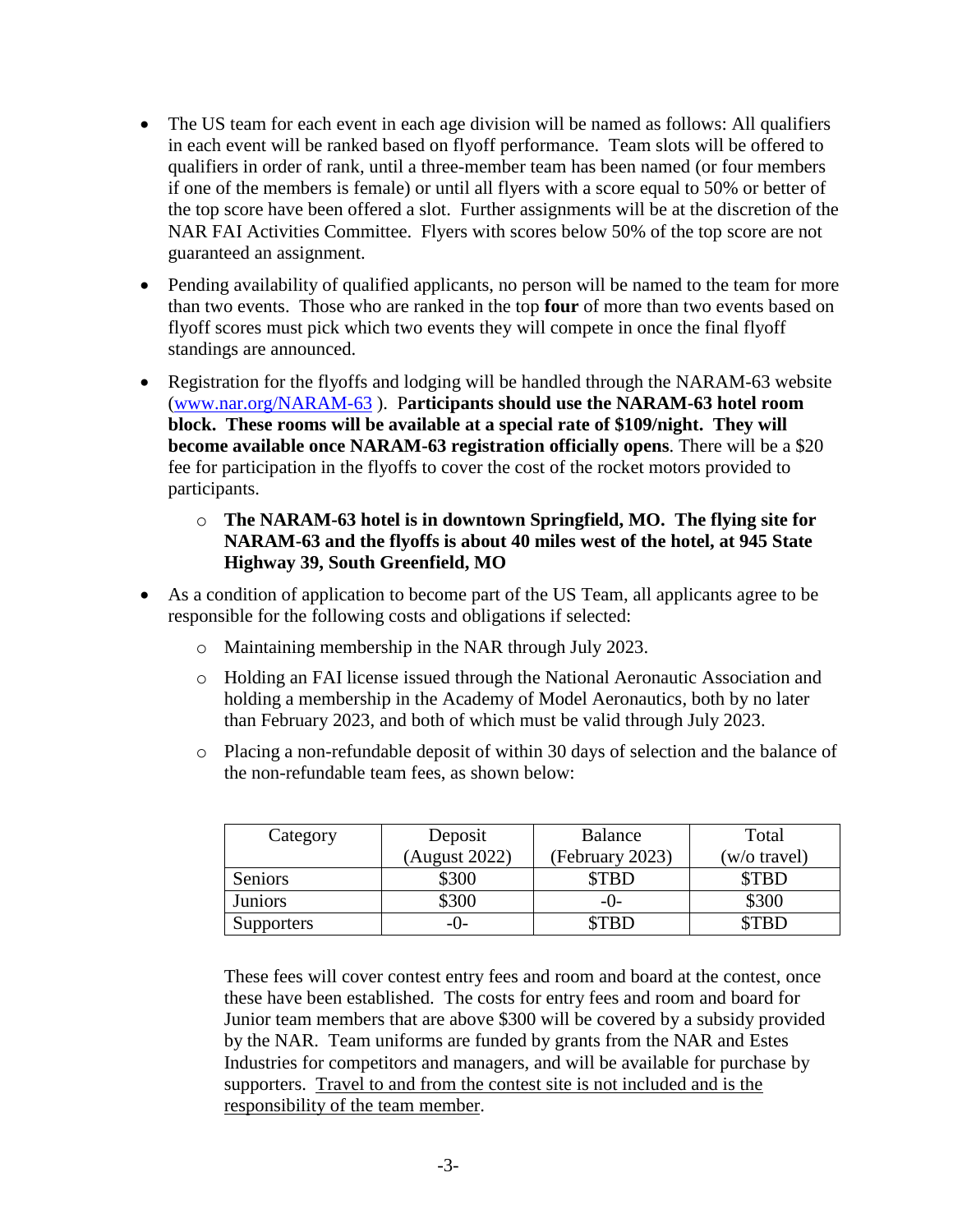- The US team for each event in each age division will be named as follows: All qualifiers in each event will be ranked based on flyoff performance. Team slots will be offered to qualifiers in order of rank, until a three-member team has been named (or four members if one of the members is female) or until all flyers with a score equal to 50% or better of the top score have been offered a slot. Further assignments will be at the discretion of the NAR FAI Activities Committee. Flyers with scores below 50% of the top score are not guaranteed an assignment.
- Pending availability of qualified applicants, no person will be named to the team for more than two events. Those who are ranked in the top **four** of more than two events based on flyoff scores must pick which two events they will compete in once the final flyoff standings are announced.
- Registration for the flyoffs and lodging will be handled through the NARAM-63 website ([www.nar.org/NARAM-63](www.nar.org/NARAM-63) ). P**articipants should use the NARAM-63 hotel room block. These rooms will be available at a special rate of $109/night. They will become available once NARAM-63 registration officially opens**. There will be a $20 fee for participation in the flyoffs to cover the cost of the rocket motors provided to participants.
    - **The NARAM-63 hotel is in downtown Springfield, MO. The flying site for NARAM-63 and the flyoffs is about 40 miles west of the hotel, at 945 State Highway 39, South Greenfield, MO**
- As a condition of application to become part of the US Team, all applicants agree to be responsible for the following costs and obligations if selected:
    - Maintaining membership in the NAR through July 2023.
    - Holding an FAI license issued through the National Aeronautic Association and holding a membership in the Academy of Model Aeronautics, both by no later than February 2023, and both of which must be valid through July 2023.
    - Placing a non-refundable deposit of within 30 days of selection and the balance of the non-refundable team fees, as shown below:

| Category | Deposit (August 2022) | Balance (February 2023) | Total (w/o travel) |
|---|---|---|---|
| Seniors | $300 | $TBD | $TBD |
| Juniors | $300 | -0- | $300 |
| Supporters | -0- | $TBD | $TBD |

These fees will cover contest entry fees and room and board at the contest, once these have been established. The costs for entry fees and room and board for Junior team members that are above $300 will be covered by a subsidy provided by the NAR. Team uniforms are funded by grants from the NAR and Estes Industries for competitors and managers, and will be available for purchase by supporters. <u>Travel to and from the contest site is not included and is the responsibility of the team member</u>.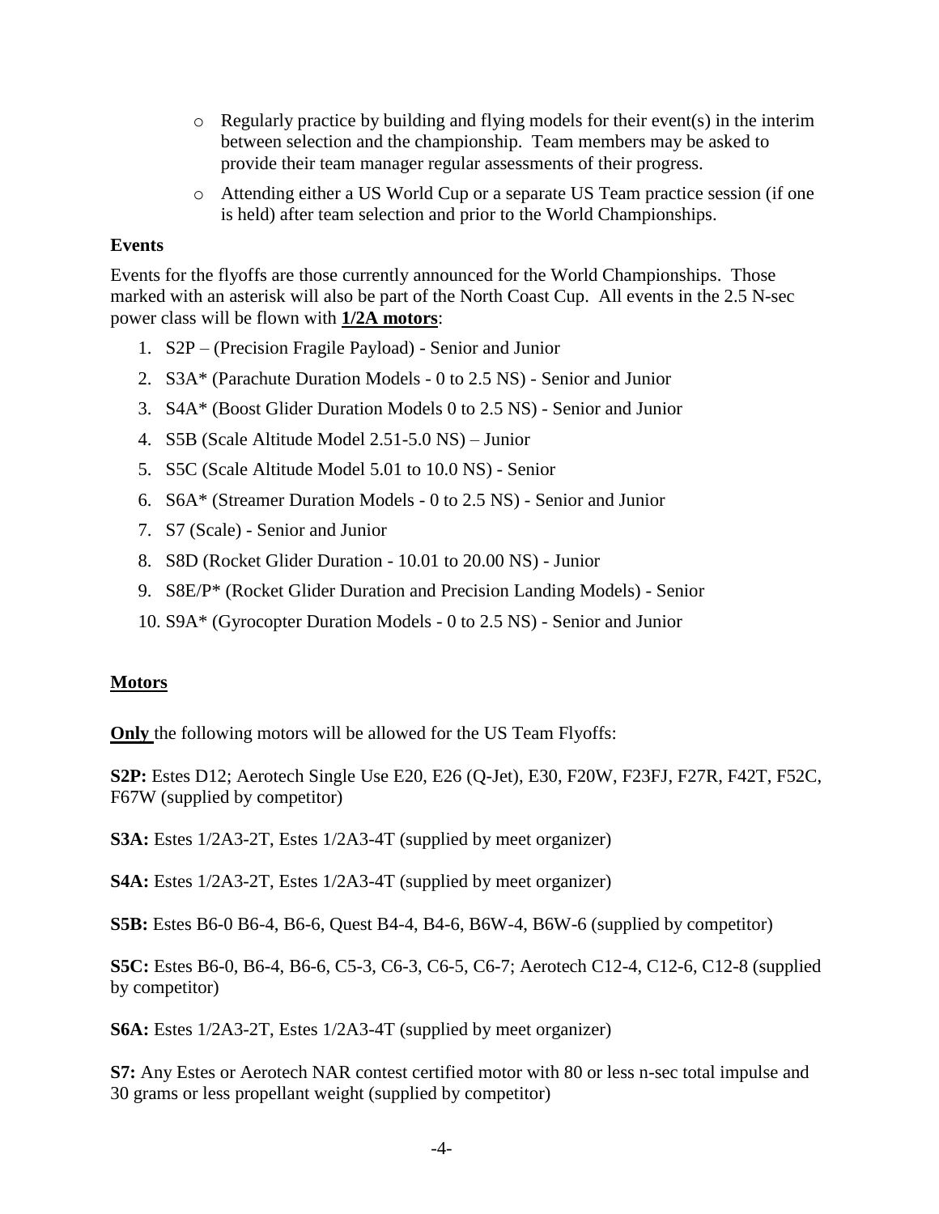- Regularly practice by building and flying models for their event(s) in the interim between selection and the championship. Team members may be asked to provide their team manager regular assessments of their progress.
- Attending either a US World Cup or a separate US Team practice session (if one is held) after team selection and prior to the World Championships.

### Events

Events for the flyoffs are those currently announced for the World Championships. Those marked with an asterisk will also be part of the North Coast Cup. All events in the 2.5 N-sec power class will be flown with **1/2A motors**:

1. S2P – (Precision Fragile Payload) - Senior and Junior
2. S3A* (Parachute Duration Models - 0 to 2.5 NS) - Senior and Junior
3. S4A* (Boost Glider Duration Models 0 to 2.5 NS) - Senior and Junior
4. S5B (Scale Altitude Model 2.51-5.0 NS) – Junior
5. S5C (Scale Altitude Model 5.01 to 10.0 NS) - Senior
6. S6A* (Streamer Duration Models - 0 to 2.5 NS) - Senior and Junior
7. S7 (Scale) - Senior and Junior
8. S8D (Rocket Glider Duration - 10.01 to 20.00 NS) - Junior
9. S8E/P* (Rocket Glider Duration and Precision Landing Models) - Senior
10. S9A* (Gyrocopter Duration Models - 0 to 2.5 NS) - Senior and Junior

### Motors

**Only** the following motors will be allowed for the US Team Flyoffs:

**S2P:** Estes D12; Aerotech Single Use E20, E26 (Q-Jet), E30, F20W, F23FJ, F27R, F42T, F52C, F67W (supplied by competitor)

**S3A:** Estes 1/2A3-2T, Estes 1/2A3-4T (supplied by meet organizer)

**S4A:** Estes 1/2A3-2T, Estes 1/2A3-4T (supplied by meet organizer)

**S5B:** Estes B6-0 B6-4, B6-6, Quest B4-4, B4-6, B6W-4, B6W-6 (supplied by competitor)

**S5C:** Estes B6-0, B6-4, B6-6, C5-3, C6-3, C6-5, C6-7; Aerotech C12-4, C12-6, C12-8 (supplied by competitor)

**S6A:** Estes 1/2A3-2T, Estes 1/2A3-4T (supplied by meet organizer)

**S7:** Any Estes or Aerotech NAR contest certified motor with 80 or less n-sec total impulse and 30 grams or less propellant weight (supplied by competitor)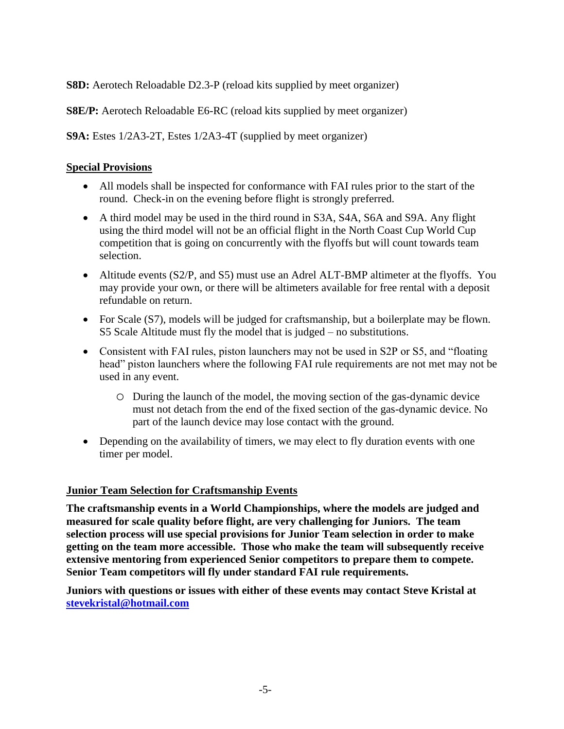**S8D:** Aerotech Reloadable D2.3-P (reload kits supplied by meet organizer)

**S8E/P:** Aerotech Reloadable E6-RC (reload kits supplied by meet organizer)

**S9A:** Estes 1/2A3-2T, Estes 1/2A3-4T (supplied by meet organizer)

**Special Provisions**

- All models shall be inspected for conformance with FAI rules prior to the start of the round. Check-in on the evening before flight is strongly preferred.
- A third model may be used in the third round in S3A, S4A, S6A and S9A. Any flight using the third model will not be an official flight in the North Coast Cup World Cup competition that is going on concurrently with the flyoffs but will count towards team selection.
- Altitude events (S2/P, and S5) must use an Adrel ALT-BMP altimeter at the flyoffs. You may provide your own, or there will be altimeters available for free rental with a deposit refundable on return.
- For Scale (S7), models will be judged for craftsmanship, but a boilerplate may be flown. S5 Scale Altitude must fly the model that is judged – no substitutions.
- Consistent with FAI rules, piston launchers may not be used in S2P or S5, and "floating head" piston launchers where the following FAI rule requirements are not met may not be used in any event.
    - During the launch of the model, the moving section of the gas-dynamic device must not detach from the end of the fixed section of the gas-dynamic device. No part of the launch device may lose contact with the ground.
- Depending on the availability of timers, we may elect to fly duration events with one timer per model.

**Junior Team Selection for Craftsmanship Events**

**The craftsmanship events in a World Championships, where the models are judged and measured for scale quality before flight, are very challenging for Juniors. The team selection process will use special provisions for Junior Team selection in order to make getting on the team more accessible. Those who make the team will subsequently receive extensive mentoring from experienced Senior competitors to prepare them to compete. Senior Team competitors will fly under standard FAI rule requirements.**

**Juniors with questions or issues with either of these events may contact Steve Kristal at stevekristal@hotmail.com**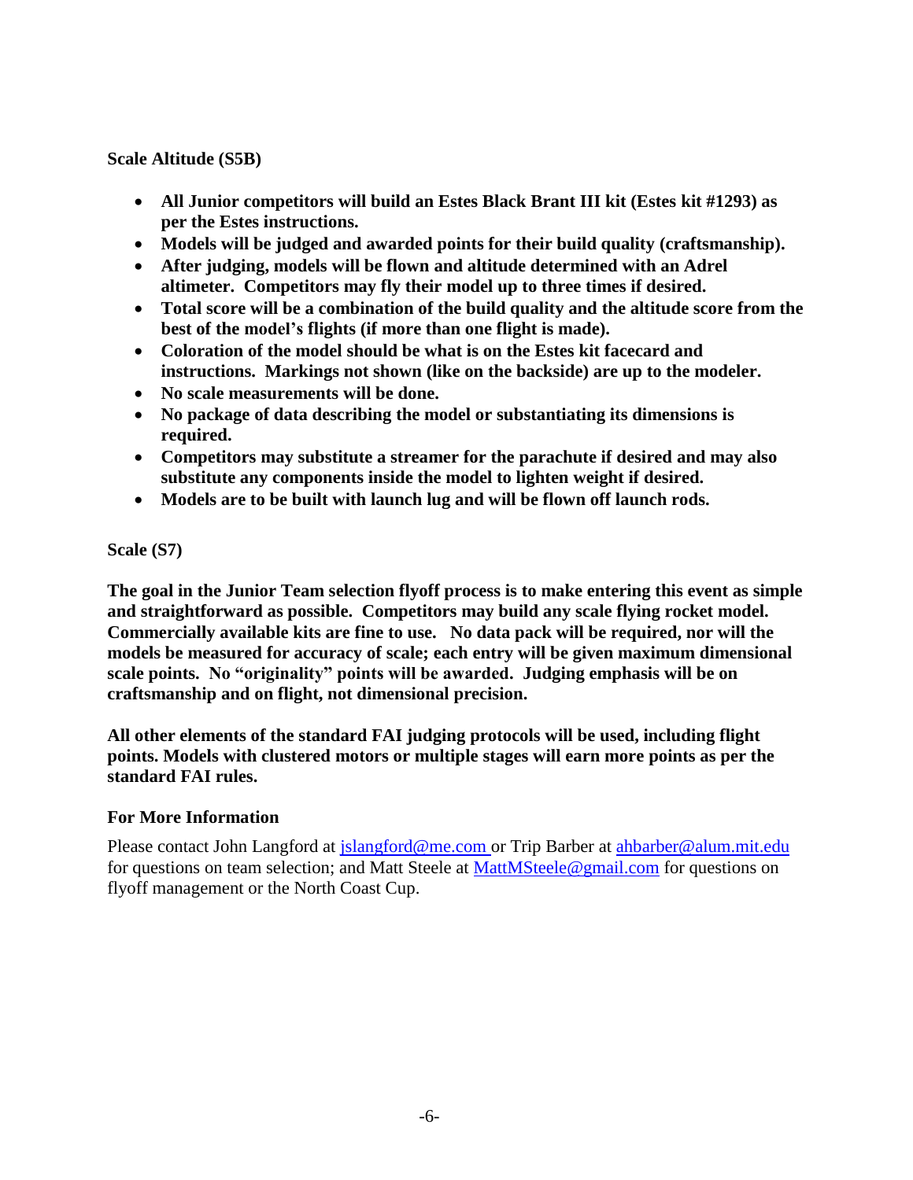**Scale Altitude (S5B)**

- **All Junior competitors will build an Estes Black Brant III kit (Estes kit #1293) as per the Estes instructions.**
- **Models will be judged and awarded points for their build quality (craftsmanship).**
- **After judging, models will be flown and altitude determined with an Adrel altimeter. Competitors may fly their model up to three times if desired.**
- **Total score will be a combination of the build quality and the altitude score from the best of the model's flights (if more than one flight is made).**
- **Coloration of the model should be what is on the Estes kit facecard and instructions. Markings not shown (like on the backside) are up to the modeler.**
- **No scale measurements will be done.**
- **No package of data describing the model or substantiating its dimensions is required.**
- **Competitors may substitute a streamer for the parachute if desired and may also substitute any components inside the model to lighten weight if desired.**
- **Models are to be built with launch lug and will be flown off launch rods.**

**Scale (S7)**

**The goal in the Junior Team selection flyoff process is to make entering this event as simple and straightforward as possible. Competitors may build any scale flying rocket model. Commercially available kits are fine to use. No data pack will be required, nor will the models be measured for accuracy of scale; each entry will be given maximum dimensional scale points. No "originality" points will be awarded. Judging emphasis will be on craftsmanship and on flight, not dimensional precision.**

**All other elements of the standard FAI judging protocols will be used, including flight points. Models with clustered motors or multiple stages will earn more points as per the standard FAI rules.**

**For More Information**

Please contact John Langford at jslangford@me.com or Trip Barber at ahbarber@alum.mit.edu for questions on team selection; and Matt Steele at MattMSteele@gmail.com for questions on flyoff management or the North Coast Cup.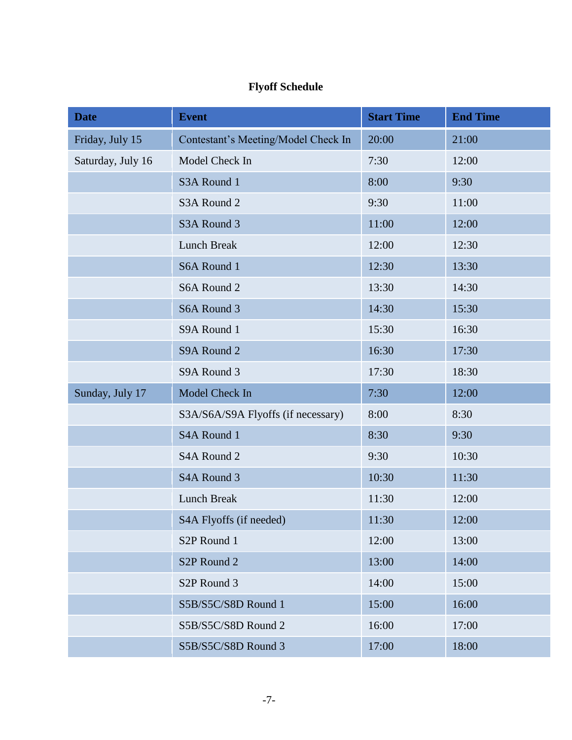**Flyoff Schedule**

| Date | Event | Start Time | End Time |
|---|---|---|---|
| Friday, July 15 | Contestant's Meeting/Model Check In | 20:00 | 21:00 |
| Saturday, July 16 | Model Check In | 7:30 | 12:00 |
| | S3A Round 1 | 8:00 | 9:30 |
| | S3A Round 2 | 9:30 | 11:00 |
| | S3A Round 3 | 11:00 | 12:00 |
| | Lunch Break | 12:00 | 12:30 |
| | S6A Round 1 | 12:30 | 13:30 |
| | S6A Round 2 | 13:30 | 14:30 |
| | S6A Round 3 | 14:30 | 15:30 |
| | S9A Round 1 | 15:30 | 16:30 |
| | S9A Round 2 | 16:30 | 17:30 |
| | S9A Round 3 | 17:30 | 18:30 |
| Sunday, July 17 | Model Check In | 7:30 | 12:00 |
| | S3A/S6A/S9A Flyoffs (if necessary) | 8:00 | 8:30 |
| | S4A Round 1 | 8:30 | 9:30 |
| | S4A Round 2 | 9:30 | 10:30 |
| | S4A Round 3 | 10:30 | 11:30 |
| | Lunch Break | 11:30 | 12:00 |
| | S4A Flyoffs (if needed) | 11:30 | 12:00 |
| | S2P Round 1 | 12:00 | 13:00 |
| | S2P Round 2 | 13:00 | 14:00 |
| | S2P Round 3 | 14:00 | 15:00 |
| | S5B/S5C/S8D Round 1 | 15:00 | 16:00 |
| | S5B/S5C/S8D Round 2 | 16:00 | 17:00 |
| | S5B/S5C/S8D Round 3 | 17:00 | 18:00 |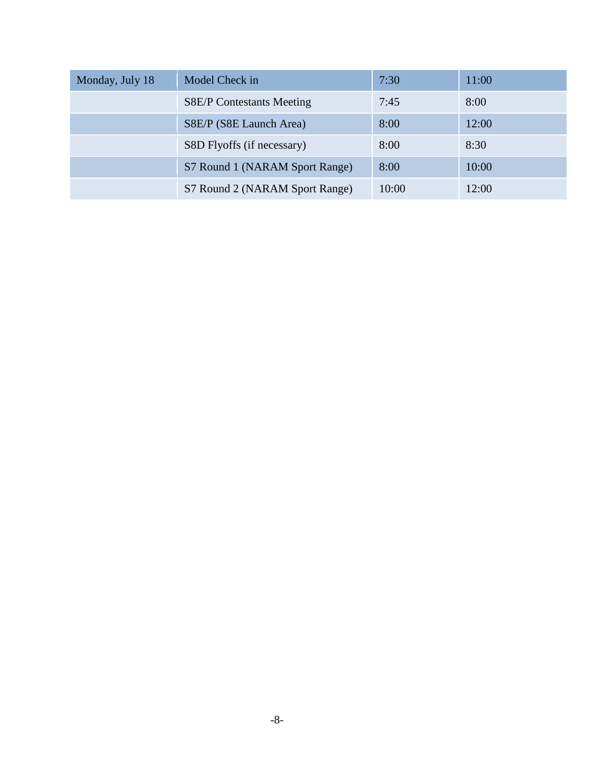| | | | |
|---|---|---|---|
| Monday, July 18 | Model Check in | 7:30 | 11:00 |
| | S8E/P Contestants Meeting | 7:45 | 8:00 |
| | S8E/P (S8E Launch Area) | 8:00 | 12:00 |
| | S8D Flyoffs (if necessary) | 8:00 | 8:30 |
| | S7 Round 1 (NARAM Sport Range) | 8:00 | 10:00 |
| | S7 Round 2 (NARAM Sport Range) | 10:00 | 12:00 |